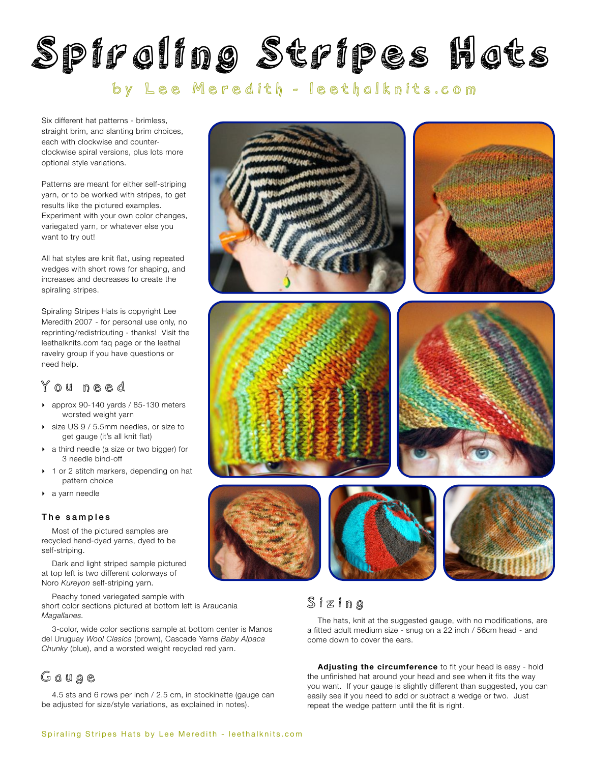# Spiraling Stripes Hats

by Lee Meredith - leethalknits.com

Six different hat patterns - brimless, straight brim, and slanting brim choices, each with clockwise and counter-clockwise spiral versions, plus lots more optional style variations.

Patterns are meant for either self-striping yarn, or to be worked with stripes, to get results like the pictured examples. Experiment with your own color changes, variegated yarn, or whatever else you want to try out!

All hat styles are knit flat, using repeated wedges with short rows for shaping, and increases and decreases to create the spiraling stripes.

Spiraling Stripes Hats is copyright Lee Meredith 2007 - for personal use only, no reprinting/redistributing - thanks! Visit the leethalknits.com faq page or the leethal ravelry group if you have questions or need help.

## You need

- approx 90-140 yards / 85-130 meters worsted weight yarn
- size US 9 / 5.5mm needles, or size to get gauge (it's all knit flat)
- a third needle (a size or two bigger) for 3 needle bind-off
- 1 or 2 stitch markers, depending on hat pattern choice
- a yarn needle

### The samples

Most of the pictured samples are recycled hand-dyed yarns, dyed to be self-striping.

Dark and light striped sample pictured at top left is two different colorways of Noro *Kureyon* self-striping yarn.

Peachy toned variegated sample with short color sections pictured at bottom left is Araucania *Magallanes.*

3-color, wide color sections sample at bottom center is Manos del Uruguay *Wool Clasica* (brown), Cascade Yarns *Baby Alpaca Chunky* (blue), and a worsted weight recycled red yarn.

## Gauge

4.5 sts and 6 rows per inch / 2.5 cm, in stockinette (gauge can be adjusted for size/style variations, as explained in notes).

## Sizing

The hats, knit at the suggested gauge, with no modifications, are a fitted adult medium size - snug on a 22 inch / 56cm head - and come down to cover the ears.

**Adjusting the circumference** to fit your head is easy - hold the unfinished hat around your head and see when it fits the way you want. If your gauge is slightly different than suggested, you can easily see if you need to add or subtract a wedge or two. Just repeat the wedge pattern until the fit is right.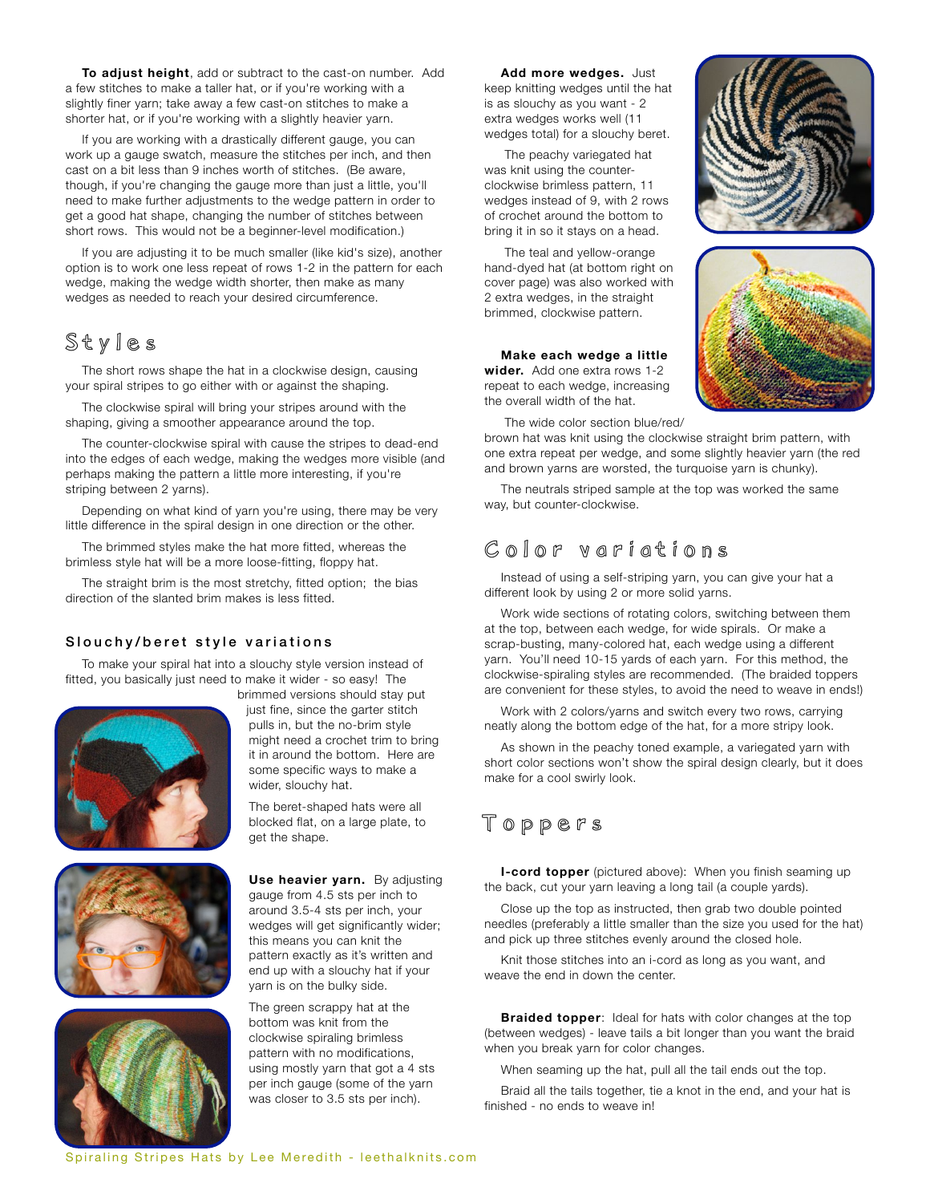**To adjust height**, add or subtract to the cast-on number. Add a few stitches to make a taller hat, or if you're working with a slightly finer yarn; take away a few cast-on stitches to make a shorter hat, or if you're working with a slightly heavier yarn.

If you are working with a drastically different gauge, you can work up a gauge swatch, measure the stitches per inch, and then cast on a bit less than 9 inches worth of stitches. (Be aware, though, if you're changing the gauge more than just a little, you'll need to make further adjustments to the wedge pattern in order to get a good hat shape, changing the number of stitches between short rows. This would not be a beginner-level modification.)

If you are adjusting it to be much smaller (like kid's size), another option is to work one less repeat of rows 1-2 in the pattern for each wedge, making the wedge width shorter, then make as many wedges as needed to reach your desired circumference.

## Styles

The short rows shape the hat in a clockwise design, causing your spiral stripes to go either with or against the shaping.

The clockwise spiral will bring your stripes around with the shaping, giving a smoother appearance around the top.

The counter-clockwise spiral with cause the stripes to dead-end into the edges of each wedge, making the wedges more visible (and perhaps making the pattern a little more interesting, if you're striping between 2 yarns).

Depending on what kind of yarn you're using, there may be very little difference in the spiral design in one direction or the other.

The brimmed styles make the hat more fitted, whereas the brimless style hat will be a more loose-fitting, floppy hat.

The straight brim is the most stretchy, fitted option; the bias direction of the slanted brim makes is less fitted.

### Slouchy/beret style variations

To make your spiral hat into a slouchy style version instead of fitted, you basically just need to make it wider - so easy! The brimmed versions should stay put just fine, since the garter stitch pulls in, but the no-brim style might need a crochet trim to bring it in around the bottom. Here are some specific ways to make a wider, slouchy hat.

The beret-shaped hats were all blocked flat, on a large plate, to get the shape.

**Use heavier yarn.** By adjusting gauge from 4.5 sts per inch to around 3.5-4 sts per inch, your wedges will get significantly wider; this means you can knit the pattern exactly as it's written and end up with a slouchy hat if your yarn is on the bulky side.

The green scrappy hat at the bottom was knit from the clockwise spiraling brimless pattern with no modifications, using mostly yarn that got a 4 sts per inch gauge (some of the yarn was closer to 3.5 sts per inch).

**Add more wedges.** Just keep knitting wedges until the hat is as slouchy as you want - 2 extra wedges works well (11 wedges total) for a slouchy beret.

The peachy variegated hat was knit using the counter-clockwise brimless pattern, 11 wedges instead of 9, with 2 rows of crochet around the bottom to bring it in so it stays on a head.

The teal and yellow-orange hand-dyed hat (at bottom right on cover page) was also worked with 2 extra wedges, in the straight brimmed, clockwise pattern.

**Make each wedge a little wider.** Add one extra rows 1-2 repeat to each wedge, increasing the overall width of the hat.

The wide color section blue/red/brown hat was knit using the clockwise straight brim pattern, with one extra repeat per wedge, and some slightly heavier yarn (the red and brown yarns are worsted, the turquoise yarn is chunky).

The neutrals striped sample at the top was worked the same way, but counter-clockwise.

## Color variations

Instead of using a self-striping yarn, you can give your hat a different look by using 2 or more solid yarns.

Work wide sections of rotating colors, switching between them at the top, between each wedge, for wide spirals. Or make a scrap-busting, many-colored hat, each wedge using a different yarn. You'll need 10-15 yards of each yarn. For this method, the clockwise-spiraling styles are recommended. (The braided toppers are convenient for these styles, to avoid the need to weave in ends!)

Work with 2 colors/yarns and switch every two rows, carrying neatly along the bottom edge of the hat, for a more stripy look.

As shown in the peachy toned example, a variegated yarn with short color sections won't show the spiral design clearly, but it does make for a cool swirly look.

## Toppers

**I-cord topper** (pictured above): When you finish seaming up the back, cut your yarn leaving a long tail (a couple yards).

Close up the top as instructed, then grab two double pointed needles (preferably a little smaller than the size you used for the hat) and pick up three stitches evenly around the closed hole.

Knit those stitches into an i-cord as long as you want, and weave the end in down the center.

**Braided topper**: Ideal for hats with color changes at the top (between wedges) - leave tails a bit longer than you want the braid when you break yarn for color changes.

When seaming up the hat, pull all the tail ends out the top.

Braid all the tails together, tie a knot in the end, and your hat is finished - no ends to weave in!